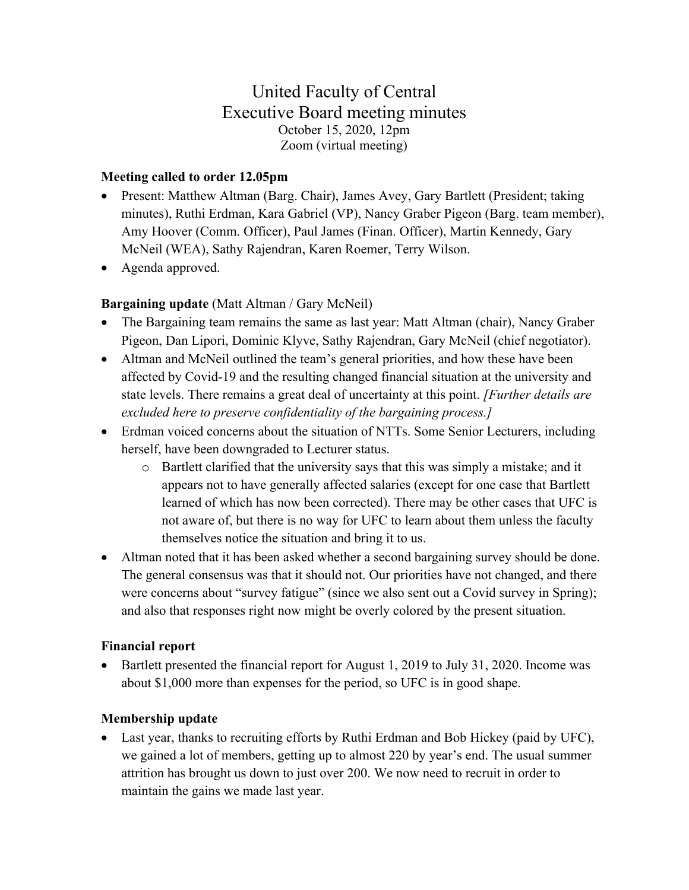# United Faculty of Central

## Executive Board meeting minutes

October 15, 2020, 12pm
Zoom (virtual meeting)

**Meeting called to order 12.05pm**

- Present: Matthew Altman (Barg. Chair), James Avey, Gary Bartlett (President; taking minutes), Ruthi Erdman, Kara Gabriel (VP), Nancy Graber Pigeon (Barg. team member), Amy Hoover (Comm. Officer), Paul James (Finan. Officer), Martin Kennedy, Gary McNeil (WEA), Sathy Rajendran, Karen Roemer, Terry Wilson.
- Agenda approved.

**Bargaining update** (Matt Altman / Gary McNeil)

- The Bargaining team remains the same as last year: Matt Altman (chair), Nancy Graber Pigeon, Dan Lipori, Dominic Klyve, Sathy Rajendran, Gary McNeil (chief negotiator).
- Altman and McNeil outlined the team's general priorities, and how these have been affected by Covid-19 and the resulting changed financial situation at the university and state levels. There remains a great deal of uncertainty at this point. *[Further details are excluded here to preserve confidentiality of the bargaining process.]*
- Erdman voiced concerns about the situation of NTTs. Some Senior Lecturers, including herself, have been downgraded to Lecturer status.
  - Bartlett clarified that the university says that this was simply a mistake; and it appears not to have generally affected salaries (except for one case that Bartlett learned of which has now been corrected). There may be other cases that UFC is not aware of, but there is no way for UFC to learn about them unless the faculty themselves notice the situation and bring it to us.
- Altman noted that it has been asked whether a second bargaining survey should be done. The general consensus was that it should not. Our priorities have not changed, and there were concerns about "survey fatigue" (since we also sent out a Covid survey in Spring); and also that responses right now might be overly colored by the present situation.

**Financial report**

- Bartlett presented the financial report for August 1, 2019 to July 31, 2020. Income was about $1,000 more than expenses for the period, so UFC is in good shape.

**Membership update**

- Last year, thanks to recruiting efforts by Ruthi Erdman and Bob Hickey (paid by UFC), we gained a lot of members, getting up to almost 220 by year's end. The usual summer attrition has brought us down to just over 200. We now need to recruit in order to maintain the gains we made last year.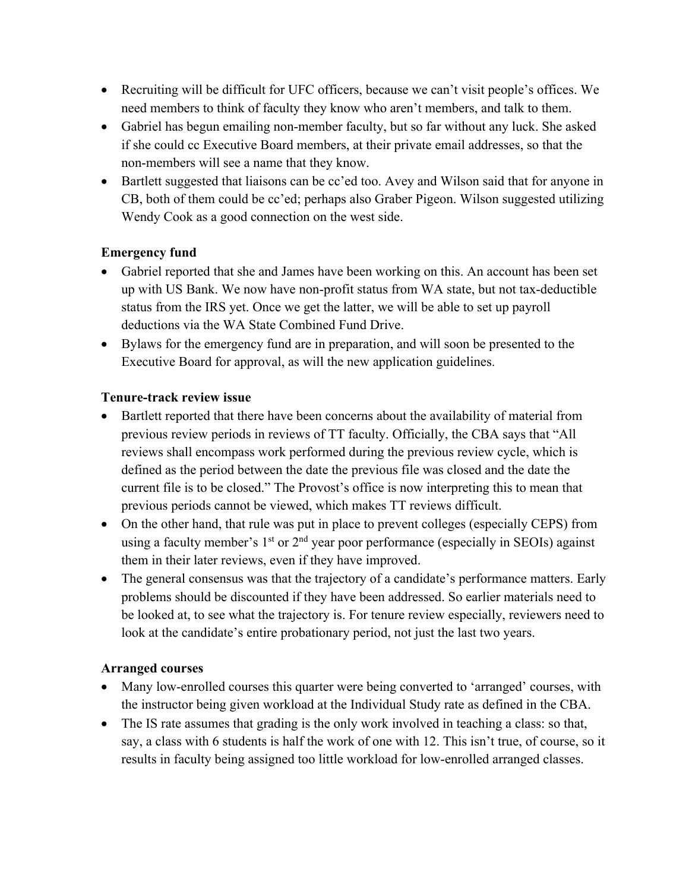- Recruiting will be difficult for UFC officers, because we can't visit people's offices. We need members to think of faculty they know who aren't members, and talk to them.
- Gabriel has begun emailing non-member faculty, but so far without any luck. She asked if she could cc Executive Board members, at their private email addresses, so that the non-members will see a name that they know.
- Bartlett suggested that liaisons can be cc'ed too. Avey and Wilson said that for anyone in CB, both of them could be cc'ed; perhaps also Graber Pigeon. Wilson suggested utilizing Wendy Cook as a good connection on the west side.

**Emergency fund**

- Gabriel reported that she and James have been working on this. An account has been set up with US Bank. We now have non-profit status from WA state, but not tax-deductible status from the IRS yet. Once we get the latter, we will be able to set up payroll deductions via the WA State Combined Fund Drive.
- Bylaws for the emergency fund are in preparation, and will soon be presented to the Executive Board for approval, as will the new application guidelines.

**Tenure-track review issue**

- Bartlett reported that there have been concerns about the availability of material from previous review periods in reviews of TT faculty. Officially, the CBA says that "All reviews shall encompass work performed during the previous review cycle, which is defined as the period between the date the previous file was closed and the date the current file is to be closed." The Provost's office is now interpreting this to mean that previous periods cannot be viewed, which makes TT reviews difficult.
- On the other hand, that rule was put in place to prevent colleges (especially CEPS) from using a faculty member's 1st or 2nd year poor performance (especially in SEOIs) against them in their later reviews, even if they have improved.
- The general consensus was that the trajectory of a candidate's performance matters. Early problems should be discounted if they have been addressed. So earlier materials need to be looked at, to see what the trajectory is. For tenure review especially, reviewers need to look at the candidate's entire probationary period, not just the last two years.

**Arranged courses**

- Many low-enrolled courses this quarter were being converted to 'arranged' courses, with the instructor being given workload at the Individual Study rate as defined in the CBA.
- The IS rate assumes that grading is the only work involved in teaching a class: so that, say, a class with 6 students is half the work of one with 12. This isn't true, of course, so it results in faculty being assigned too little workload for low-enrolled arranged classes.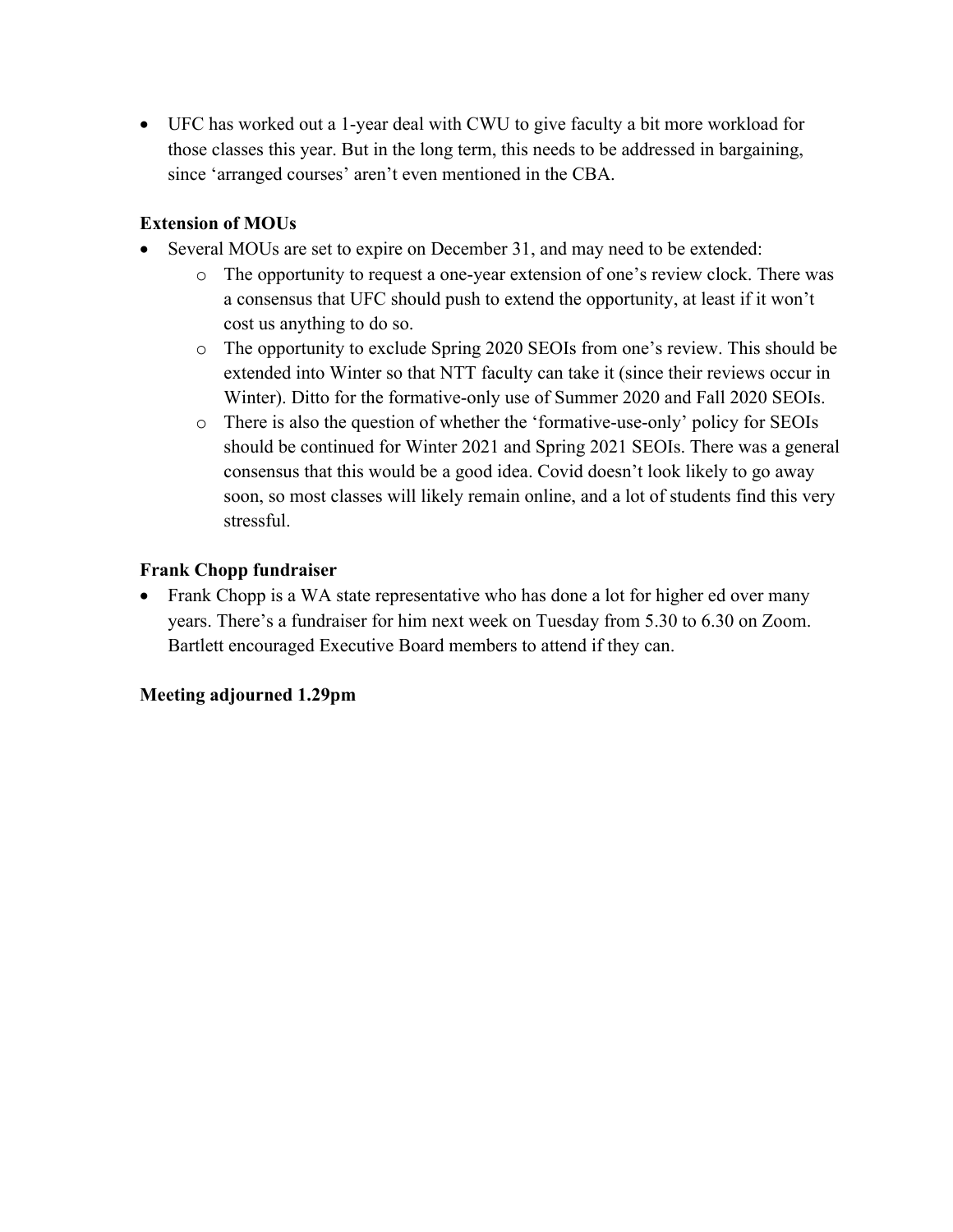- UFC has worked out a 1-year deal with CWU to give faculty a bit more workload for those classes this year. But in the long term, this needs to be addressed in bargaining, since 'arranged courses' aren't even mentioned in the CBA.

**Extension of MOUs**

- Several MOUs are set to expire on December 31, and may need to be extended:
    - The opportunity to request a one-year extension of one's review clock. There was a consensus that UFC should push to extend the opportunity, at least if it won't cost us anything to do so.
    - The opportunity to exclude Spring 2020 SEOIs from one's review. This should be extended into Winter so that NTT faculty can take it (since their reviews occur in Winter). Ditto for the formative-only use of Summer 2020 and Fall 2020 SEOIs.
    - There is also the question of whether the 'formative-use-only' policy for SEOIs should be continued for Winter 2021 and Spring 2021 SEOIs. There was a general consensus that this would be a good idea. Covid doesn't look likely to go away soon, so most classes will likely remain online, and a lot of students find this very stressful.

**Frank Chopp fundraiser**

- Frank Chopp is a WA state representative who has done a lot for higher ed over many years. There's a fundraiser for him next week on Tuesday from 5.30 to 6.30 on Zoom. Bartlett encouraged Executive Board members to attend if they can.

**Meeting adjourned 1.29pm**